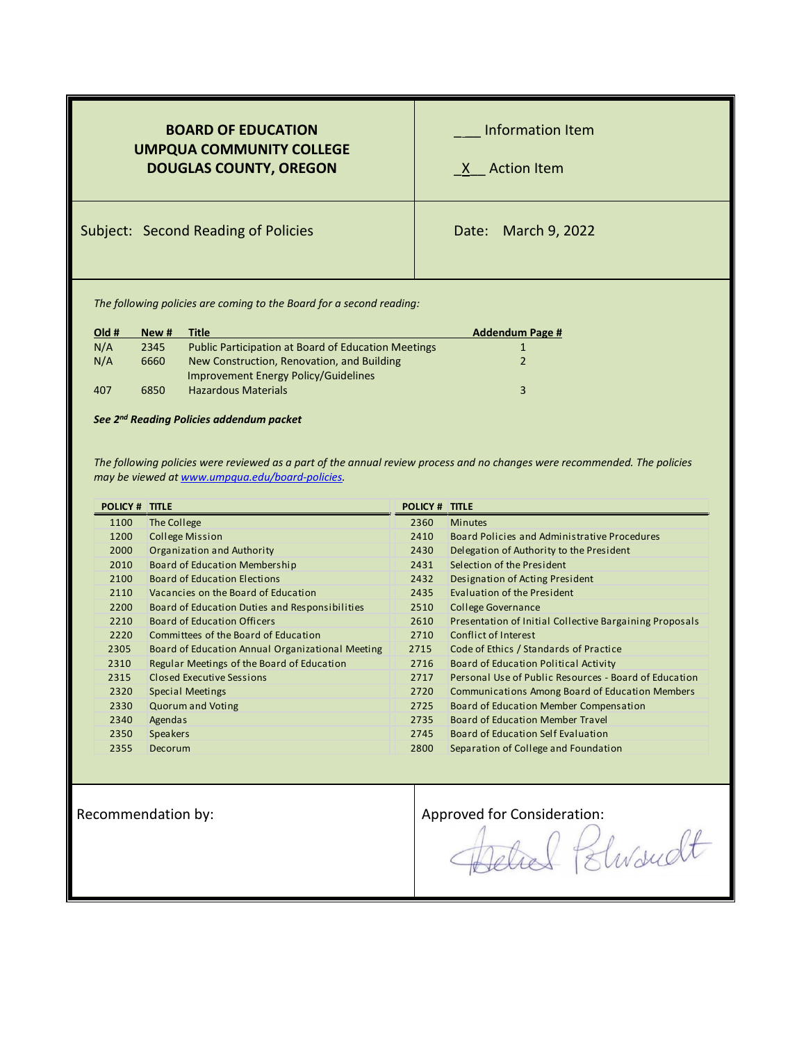**BOARD OF EDUCATION**
**UMPQUA COMMUNITY COLLEGE**
**DOUGLAS COUNTY, OREGON**

___ Information Item

_X__ Action Item

Subject: Second Reading of Policies

Date: March 9, 2022

*The following policies are coming to the Board for a second reading:*

| Old # | New # | Title | Addendum Page # |
|---|---|---|---|
| N/A | 2345 | Public Participation at Board of Education Meetings | 1 |
| N/A | 6660 | New Construction, Renovation, and Building Improvement Energy Policy/Guidelines | 2 |
| 407 | 6850 | Hazardous Materials | 3 |

***See 2nd Reading Policies addendum packet***

*The following policies were reviewed as a part of the annual review process and no changes were recommended. The policies may be viewed at [www.umpqua.edu/board-policies](www.umpqua.edu/board-policies).*

| POLICY # | TITLE | POLICY # | TITLE |
|---|---|---|---|
| 1100 | The College | 2360 | Minutes |
| 1200 | College Mission | 2410 | Board Policies and Administrative Procedures |
| 2000 | Organization and Authority | 2430 | Delegation of Authority to the President |
| 2010 | Board of Education Membership | 2431 | Selection of the President |
| 2100 | Board of Education Elections | 2432 | Designation of Acting President |
| 2110 | Vacancies on the Board of Education | 2435 | Evaluation of the President |
| 2200 | Board of Education Duties and Responsibilities | 2510 | College Governance |
| 2210 | Board of Education Officers | 2610 | Presentation of Initial Collective Bargaining Proposals |
| 2220 | Committees of the Board of Education | 2710 | Conflict of Interest |
| 2305 | Board of Education Annual Organizational Meeting | 2715 | Code of Ethics / Standards of Practice |
| 2310 | Regular Meetings of the Board of Education | 2716 | Board of Education Political Activity |
| 2315 | Closed Executive Sessions | 2717 | Personal Use of Public Resources - Board of Education |
| 2320 | Special Meetings | 2720 | Communications Among Board of Education Members |
| 2330 | Quorum and Voting | 2725 | Board of Education Member Compensation |
| 2340 | Agendas | 2735 | Board of Education Member Travel |
| 2350 | Speakers | 2745 | Board of Education Self Evaluation |
| 2355 | Decorum | 2800 | Separation of College and Foundation |

Recommendation by:

Approved for Consideration: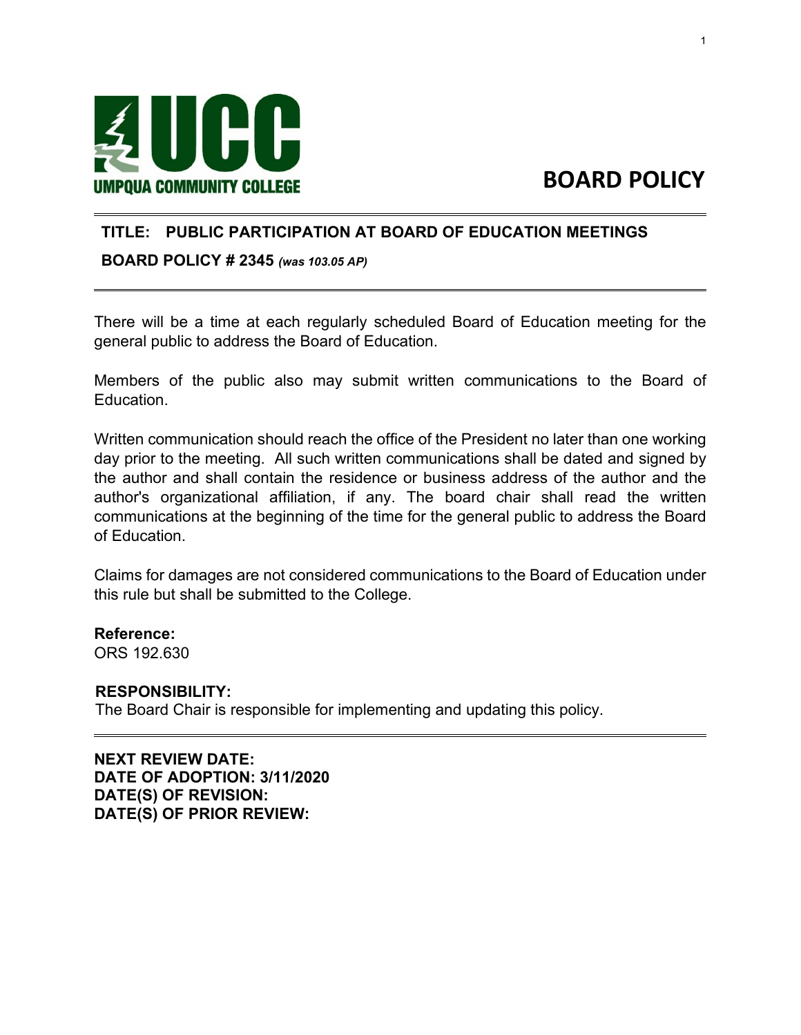**UMPQUA COMMUNITY COLLEGE**

# BOARD POLICY

---

**TITLE: PUBLIC PARTICIPATION AT BOARD OF EDUCATION MEETINGS**

**BOARD POLICY # 2345** ***(was 103.05 AP)***

---

There will be a time at each regularly scheduled Board of Education meeting for the general public to address the Board of Education.

Members of the public also may submit written communications to the Board of Education.

Written communication should reach the office of the President no later than one working day prior to the meeting. All such written communications shall be dated and signed by the author and shall contain the residence or business address of the author and the author's organizational affiliation, if any. The board chair shall read the written communications at the beginning of the time for the general public to address the Board of Education.

Claims for damages are not considered communications to the Board of Education under this rule but shall be submitted to the College.

**Reference:**
ORS 192.630

**RESPONSIBILITY:**
The Board Chair is responsible for implementing and updating this policy.

---

**NEXT REVIEW DATE:**
**DATE OF ADOPTION: 3/11/2020**
**DATE(S) OF REVISION:**
**DATE(S) OF PRIOR REVIEW:**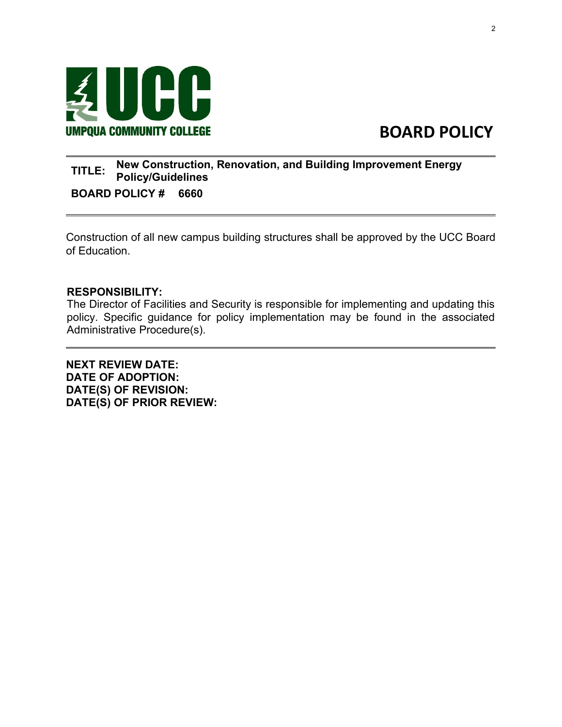UMPQUA COMMUNITY COLLEGE

# BOARD POLICY

**TITLE:** **New Construction, Renovation, and Building Improvement Energy Policy/Guidelines**

**BOARD POLICY #** **6660**

Construction of all new campus building structures shall be approved by the UCC Board of Education.

**RESPONSIBILITY:**
The Director of Facilities and Security is responsible for implementing and updating this policy. Specific guidance for policy implementation may be found in the associated Administrative Procedure(s).

**NEXT REVIEW DATE:**
**DATE OF ADOPTION:**
**DATE(S) OF REVISION:**
**DATE(S) OF PRIOR REVIEW:**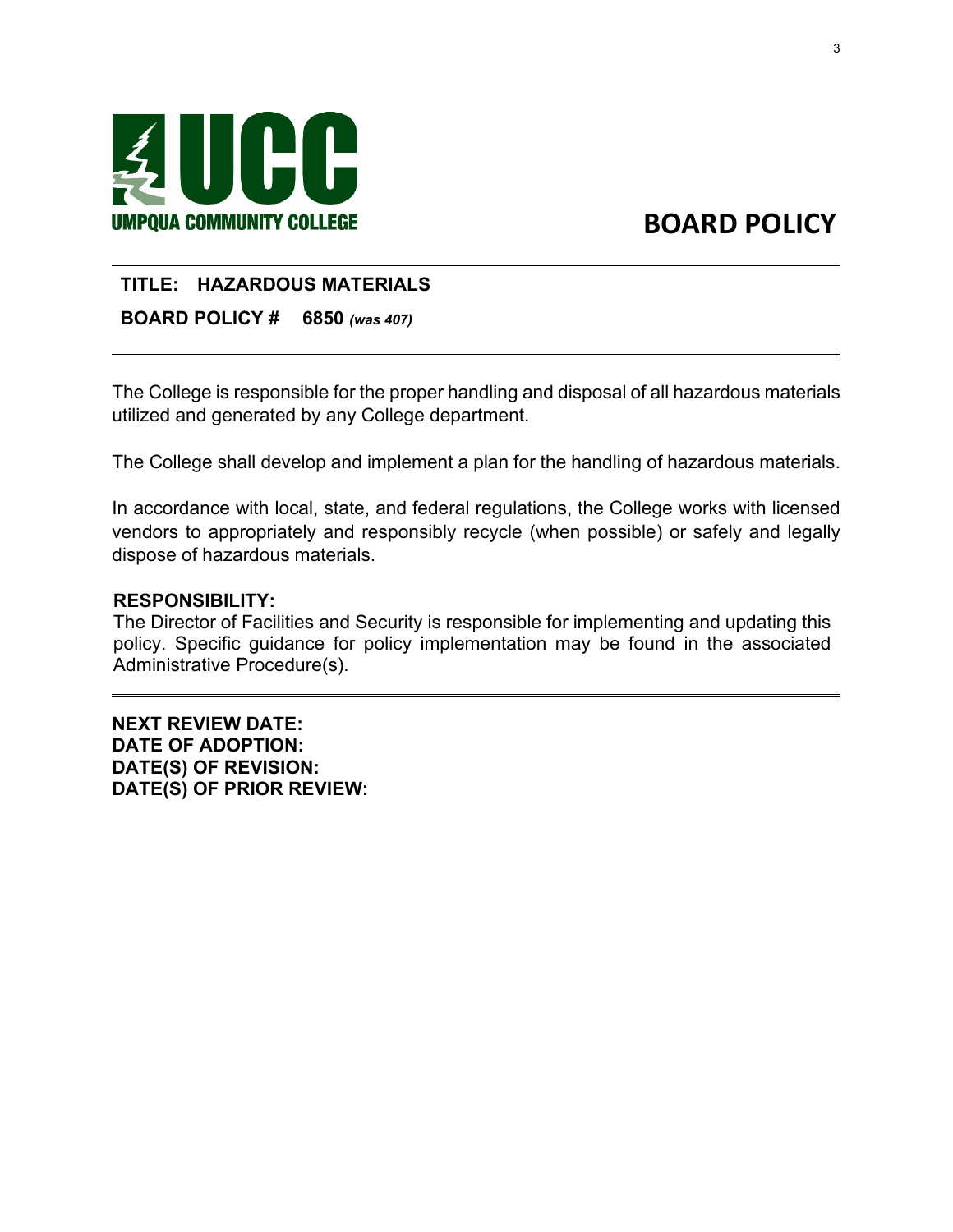UMPQUA COMMUNITY COLLEGE

# BOARD POLICY

**TITLE: HAZARDOUS MATERIALS**

**BOARD POLICY # 6850** ***(was 407)***

The College is responsible for the proper handling and disposal of all hazardous materials utilized and generated by any College department.

The College shall develop and implement a plan for the handling of hazardous materials.

In accordance with local, state, and federal regulations, the College works with licensed vendors to appropriately and responsibly recycle (when possible) or safely and legally dispose of hazardous materials.

**RESPONSIBILITY:**
The Director of Facilities and Security is responsible for implementing and updating this policy. Specific guidance for policy implementation may be found in the associated Administrative Procedure(s).

**NEXT REVIEW DATE:**
**DATE OF ADOPTION:**
**DATE(S) OF REVISION:**
**DATE(S) OF PRIOR REVIEW:**